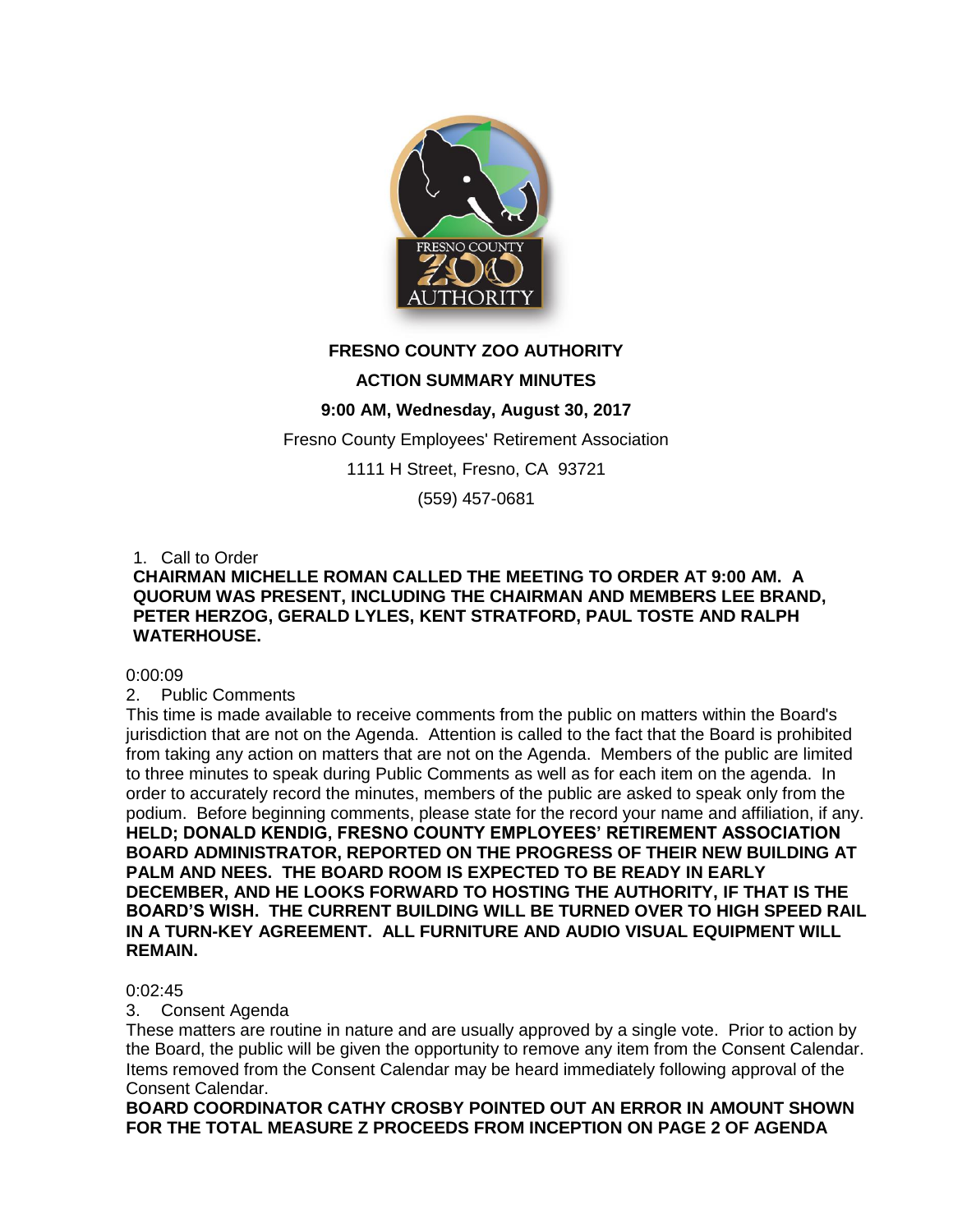# FRESNO COUNTY ZOO AUTHORITY

## ACTION SUMMARY MINUTES

### 9:00 AM, Wednesday, August 30, 2017

Fresno County Employees' Retirement Association

1111 H Street, Fresno, CA 93721

(559) 457-0681

1. Call to Order

**CHAIRMAN MICHELLE ROMAN CALLED THE MEETING TO ORDER AT 9:00 AM. A QUORUM WAS PRESENT, INCLUDING THE CHAIRMAN AND MEMBERS LEE BRAND, PETER HERZOG, GERALD LYLES, KENT STRATFORD, PAUL TOSTE AND RALPH WATERHOUSE.**

0:00:09

2. Public Comments

This time is made available to receive comments from the public on matters within the Board's jurisdiction that are not on the Agenda. Attention is called to the fact that the Board is prohibited from taking any action on matters that are not on the Agenda. Members of the public are limited to three minutes to speak during Public Comments as well as for each item on the agenda. In order to accurately record the minutes, members of the public are asked to speak only from the podium. Before beginning comments, please state for the record your name and affiliation, if any.

**HELD; DONALD KENDIG, FRESNO COUNTY EMPLOYEES' RETIREMENT ASSOCIATION BOARD ADMINISTRATOR, REPORTED ON THE PROGRESS OF THEIR NEW BUILDING AT PALM AND NEES. THE BOARD ROOM IS EXPECTED TO BE READY IN EARLY DECEMBER, AND HE LOOKS FORWARD TO HOSTING THE AUTHORITY, IF THAT IS THE BOARD'S WISH. THE CURRENT BUILDING WILL BE TURNED OVER TO HIGH SPEED RAIL IN A TURN-KEY AGREEMENT. ALL FURNITURE AND AUDIO VISUAL EQUIPMENT WILL REMAIN.**

0:02:45

3. Consent Agenda

These matters are routine in nature and are usually approved by a single vote. Prior to action by the Board, the public will be given the opportunity to remove any item from the Consent Calendar. Items removed from the Consent Calendar may be heard immediately following approval of the Consent Calendar.

**BOARD COORDINATOR CATHY CROSBY POINTED OUT AN ERROR IN AMOUNT SHOWN FOR THE TOTAL MEASURE Z PROCEEDS FROM INCEPTION ON PAGE 2 OF AGENDA**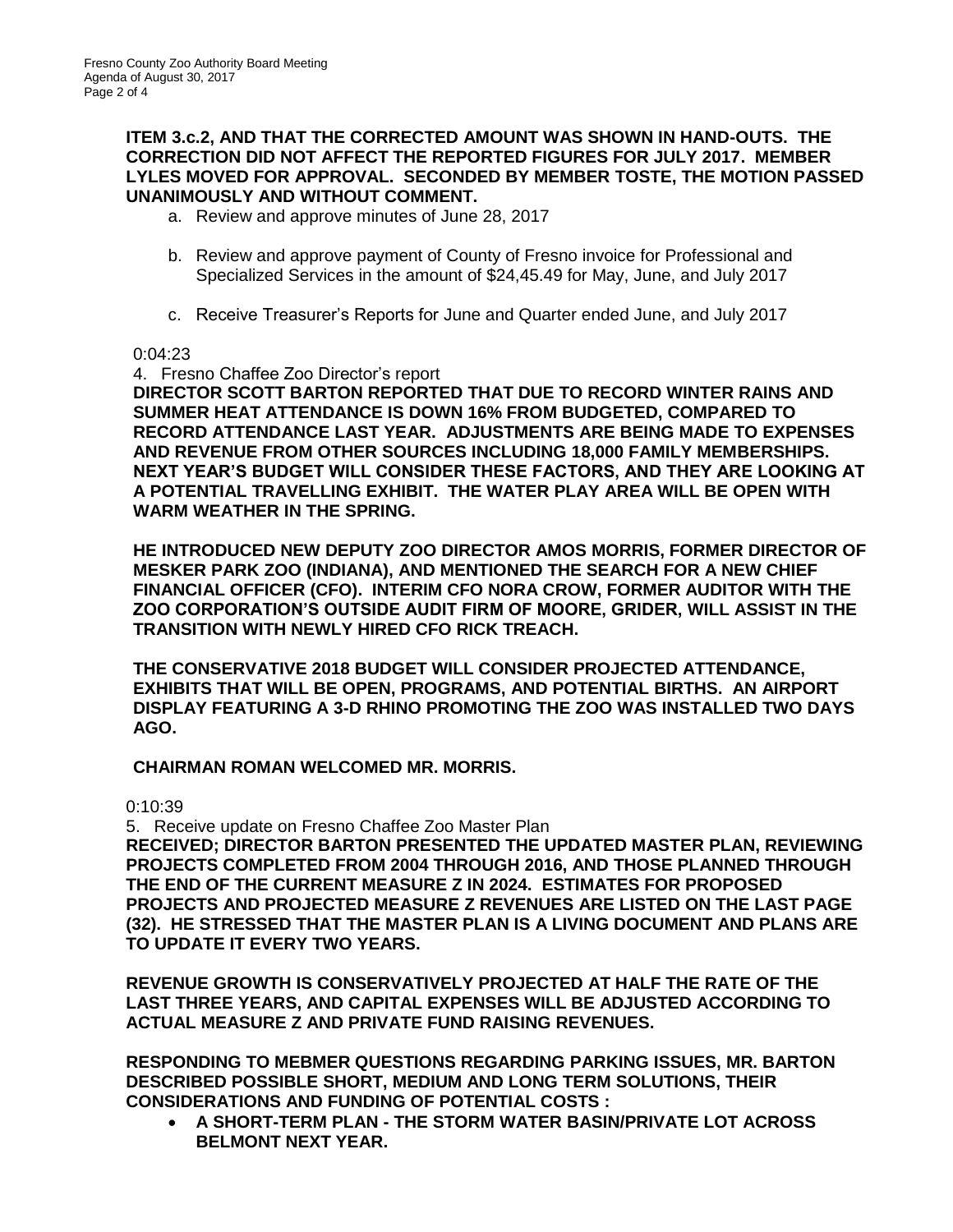**ITEM 3.c.2, AND THAT THE CORRECTED AMOUNT WAS SHOWN IN HAND-OUTS. THE CORRECTION DID NOT AFFECT THE REPORTED FIGURES FOR JULY 2017. MEMBER LYLES MOVED FOR APPROVAL. SECONDED BY MEMBER TOSTE, THE MOTION PASSED UNANIMOUSLY AND WITHOUT COMMENT.**

a. Review and approve minutes of June 28, 2017

b. Review and approve payment of County of Fresno invoice for Professional and Specialized Services in the amount of $24,45.49 for May, June, and July 2017

c. Receive Treasurer's Reports for June and Quarter ended June, and July 2017

0:04:23

4. Fresno Chaffee Zoo Director's report

**DIRECTOR SCOTT BARTON REPORTED THAT DUE TO RECORD WINTER RAINS AND SUMMER HEAT ATTENDANCE IS DOWN 16% FROM BUDGETED, COMPARED TO RECORD ATTENDANCE LAST YEAR. ADJUSTMENTS ARE BEING MADE TO EXPENSES AND REVENUE FROM OTHER SOURCES INCLUDING 18,000 FAMILY MEMBERSHIPS. NEXT YEAR'S BUDGET WILL CONSIDER THESE FACTORS, AND THEY ARE LOOKING AT A POTENTIAL TRAVELLING EXHIBIT. THE WATER PLAY AREA WILL BE OPEN WITH WARM WEATHER IN THE SPRING.**

**HE INTRODUCED NEW DEPUTY ZOO DIRECTOR AMOS MORRIS, FORMER DIRECTOR OF MESKER PARK ZOO (INDIANA), AND MENTIONED THE SEARCH FOR A NEW CHIEF FINANCIAL OFFICER (CFO). INTERIM CFO NORA CROW, FORMER AUDITOR WITH THE ZOO CORPORATION'S OUTSIDE AUDIT FIRM OF MOORE, GRIDER, WILL ASSIST IN THE TRANSITION WITH NEWLY HIRED CFO RICK TREACH.**

**THE CONSERVATIVE 2018 BUDGET WILL CONSIDER PROJECTED ATTENDANCE, EXHIBITS THAT WILL BE OPEN, PROGRAMS, AND POTENTIAL BIRTHS. AN AIRPORT DISPLAY FEATURING A 3-D RHINO PROMOTING THE ZOO WAS INSTALLED TWO DAYS AGO.**

**CHAIRMAN ROMAN WELCOMED MR. MORRIS.**

0:10:39

5. Receive update on Fresno Chaffee Zoo Master Plan

**RECEIVED; DIRECTOR BARTON PRESENTED THE UPDATED MASTER PLAN, REVIEWING PROJECTS COMPLETED FROM 2004 THROUGH 2016, AND THOSE PLANNED THROUGH THE END OF THE CURRENT MEASURE Z IN 2024. ESTIMATES FOR PROPOSED PROJECTS AND PROJECTED MEASURE Z REVENUES ARE LISTED ON THE LAST PAGE (32). HE STRESSED THAT THE MASTER PLAN IS A LIVING DOCUMENT AND PLANS ARE TO UPDATE IT EVERY TWO YEARS.**

**REVENUE GROWTH IS CONSERVATIVELY PROJECTED AT HALF THE RATE OF THE LAST THREE YEARS, AND CAPITAL EXPENSES WILL BE ADJUSTED ACCORDING TO ACTUAL MEASURE Z AND PRIVATE FUND RAISING REVENUES.**

**RESPONDING TO MEBMER QUESTIONS REGARDING PARKING ISSUES, MR. BARTON DESCRIBED POSSIBLE SHORT, MEDIUM AND LONG TERM SOLUTIONS, THEIR CONSIDERATIONS AND FUNDING OF POTENTIAL COSTS :**

- **A SHORT-TERM PLAN - THE STORM WATER BASIN/PRIVATE LOT ACROSS BELMONT NEXT YEAR.**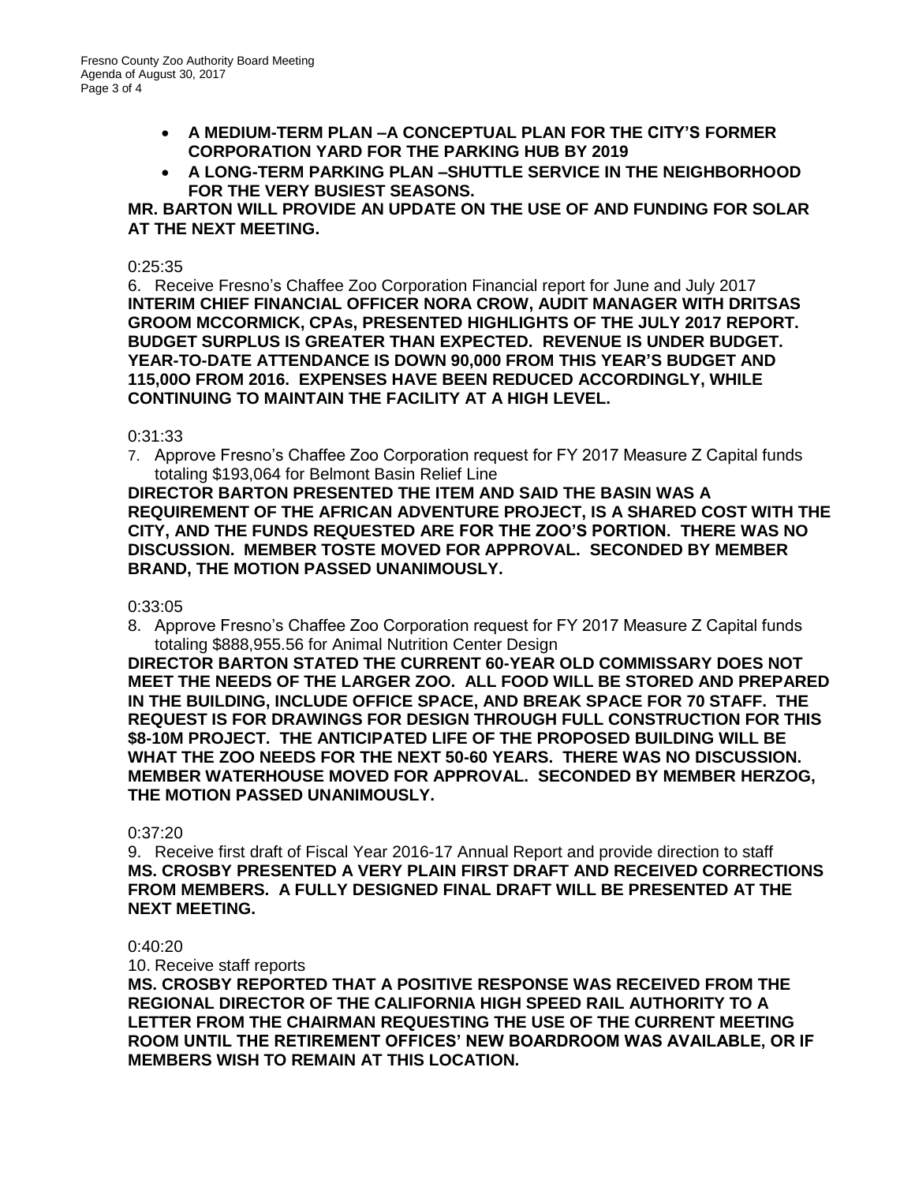- **A MEDIUM-TERM PLAN –A CONCEPTUAL PLAN FOR THE CITY'S FORMER CORPORATION YARD FOR THE PARKING HUB BY 2019**
- **A LONG-TERM PARKING PLAN –SHUTTLE SERVICE IN THE NEIGHBORHOOD FOR THE VERY BUSIEST SEASONS.**

**MR. BARTON WILL PROVIDE AN UPDATE ON THE USE OF AND FUNDING FOR SOLAR AT THE NEXT MEETING.**

0:25:35

6. Receive Fresno's Chaffee Zoo Corporation Financial report for June and July 2017
**INTERIM CHIEF FINANCIAL OFFICER NORA CROW, AUDIT MANAGER WITH DRITSAS GROOM MCCORMICK, CPAs, PRESENTED HIGHLIGHTS OF THE JULY 2017 REPORT. BUDGET SURPLUS IS GREATER THAN EXPECTED. REVENUE IS UNDER BUDGET. YEAR-TO-DATE ATTENDANCE IS DOWN 90,000 FROM THIS YEAR'S BUDGET AND 115,00O FROM 2016. EXPENSES HAVE BEEN REDUCED ACCORDINGLY, WHILE CONTINUING TO MAINTAIN THE FACILITY AT A HIGH LEVEL.**

0:31:33

7. Approve Fresno's Chaffee Zoo Corporation request for FY 2017 Measure Z Capital funds totaling $193,064 for Belmont Basin Relief Line
**DIRECTOR BARTON PRESENTED THE ITEM AND SAID THE BASIN WAS A REQUIREMENT OF THE AFRICAN ADVENTURE PROJECT, IS A SHARED COST WITH THE CITY, AND THE FUNDS REQUESTED ARE FOR THE ZOO'S PORTION. THERE WAS NO DISCUSSION. MEMBER TOSTE MOVED FOR APPROVAL. SECONDED BY MEMBER BRAND, THE MOTION PASSED UNANIMOUSLY.**

0:33:05

8. Approve Fresno's Chaffee Zoo Corporation request for FY 2017 Measure Z Capital funds totaling $888,955.56 for Animal Nutrition Center Design
**DIRECTOR BARTON STATED THE CURRENT 60-YEAR OLD COMMISSARY DOES NOT MEET THE NEEDS OF THE LARGER ZOO. ALL FOOD WILL BE STORED AND PREPARED IN THE BUILDING, INCLUDE OFFICE SPACE, AND BREAK SPACE FOR 70 STAFF. THE REQUEST IS FOR DRAWINGS FOR DESIGN THROUGH FULL CONSTRUCTION FOR THIS $8-10M PROJECT. THE ANTICIPATED LIFE OF THE PROPOSED BUILDING WILL BE WHAT THE ZOO NEEDS FOR THE NEXT 50-60 YEARS. THERE WAS NO DISCUSSION. MEMBER WATERHOUSE MOVED FOR APPROVAL. SECONDED BY MEMBER HERZOG, THE MOTION PASSED UNANIMOUSLY.**

0:37:20

9. Receive first draft of Fiscal Year 2016-17 Annual Report and provide direction to staff
**MS. CROSBY PRESENTED A VERY PLAIN FIRST DRAFT AND RECEIVED CORRECTIONS FROM MEMBERS. A FULLY DESIGNED FINAL DRAFT WILL BE PRESENTED AT THE NEXT MEETING.**

0:40:20

10. Receive staff reports
**MS. CROSBY REPORTED THAT A POSITIVE RESPONSE WAS RECEIVED FROM THE REGIONAL DIRECTOR OF THE CALIFORNIA HIGH SPEED RAIL AUTHORITY TO A LETTER FROM THE CHAIRMAN REQUESTING THE USE OF THE CURRENT MEETING ROOM UNTIL THE RETIREMENT OFFICES' NEW BOARDROOM WAS AVAILABLE, OR IF MEMBERS WISH TO REMAIN AT THIS LOCATION.**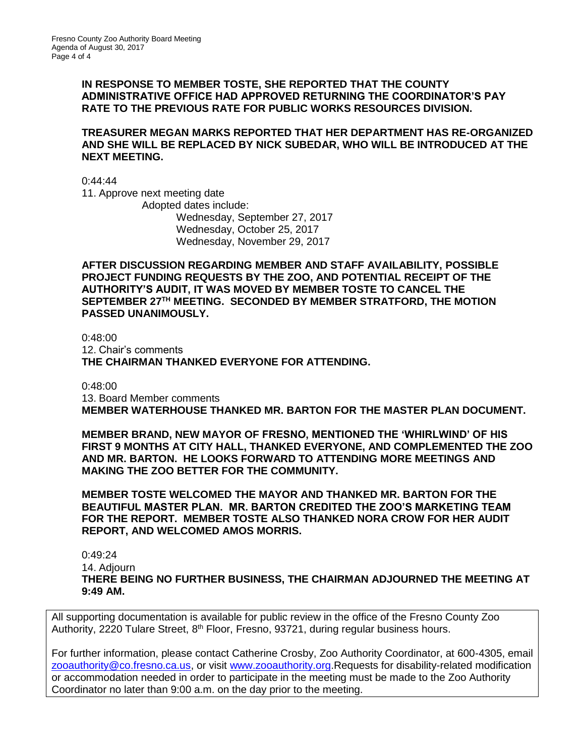**IN RESPONSE TO MEMBER TOSTE, SHE REPORTED THAT THE COUNTY ADMINISTRATIVE OFFICE HAD APPROVED RETURNING THE COORDINATOR'S PAY RATE TO THE PREVIOUS RATE FOR PUBLIC WORKS RESOURCES DIVISION.**

**TREASURER MEGAN MARKS REPORTED THAT HER DEPARTMENT HAS RE-ORGANIZED AND SHE WILL BE REPLACED BY NICK SUBEDAR, WHO WILL BE INTRODUCED AT THE NEXT MEETING.**

0:44:44

11. Approve next meeting date

Adopted dates include:

Wednesday, September 27, 2017
Wednesday, October 25, 2017
Wednesday, November 29, 2017

**AFTER DISCUSSION REGARDING MEMBER AND STAFF AVAILABILITY, POSSIBLE PROJECT FUNDING REQUESTS BY THE ZOO, AND POTENTIAL RECEIPT OF THE AUTHORITY'S AUDIT, IT WAS MOVED BY MEMBER TOSTE TO CANCEL THE SEPTEMBER 27TH MEETING. SECONDED BY MEMBER STRATFORD, THE MOTION PASSED UNANIMOUSLY.**

0:48:00

12. Chair's comments

**THE CHAIRMAN THANKED EVERYONE FOR ATTENDING.**

0:48:00

13. Board Member comments

**MEMBER WATERHOUSE THANKED MR. BARTON FOR THE MASTER PLAN DOCUMENT.**

**MEMBER BRAND, NEW MAYOR OF FRESNO, MENTIONED THE 'WHIRLWIND' OF HIS FIRST 9 MONTHS AT CITY HALL, THANKED EVERYONE, AND COMPLEMENTED THE ZOO AND MR. BARTON. HE LOOKS FORWARD TO ATTENDING MORE MEETINGS AND MAKING THE ZOO BETTER FOR THE COMMUNITY.**

**MEMBER TOSTE WELCOMED THE MAYOR AND THANKED MR. BARTON FOR THE BEAUTIFUL MASTER PLAN. MR. BARTON CREDITED THE ZOO'S MARKETING TEAM FOR THE REPORT. MEMBER TOSTE ALSO THANKED NORA CROW FOR HER AUDIT REPORT, AND WELCOMED AMOS MORRIS.**

0:49:24

14. Adjourn

**THERE BEING NO FURTHER BUSINESS, THE CHAIRMAN ADJOURNED THE MEETING AT 9:49 AM.**

All supporting documentation is available for public review in the office of the Fresno County Zoo Authority, 2220 Tulare Street, 8th Floor, Fresno, 93721, during regular business hours.

For further information, please contact Catherine Crosby, Zoo Authority Coordinator, at 600-4305, email zooauthority@co.fresno.ca.us, or visit www.zooauthority.org. Requests for disability-related modification or accommodation needed in order to participate in the meeting must be made to the Zoo Authority Coordinator no later than 9:00 a.m. on the day prior to the meeting.